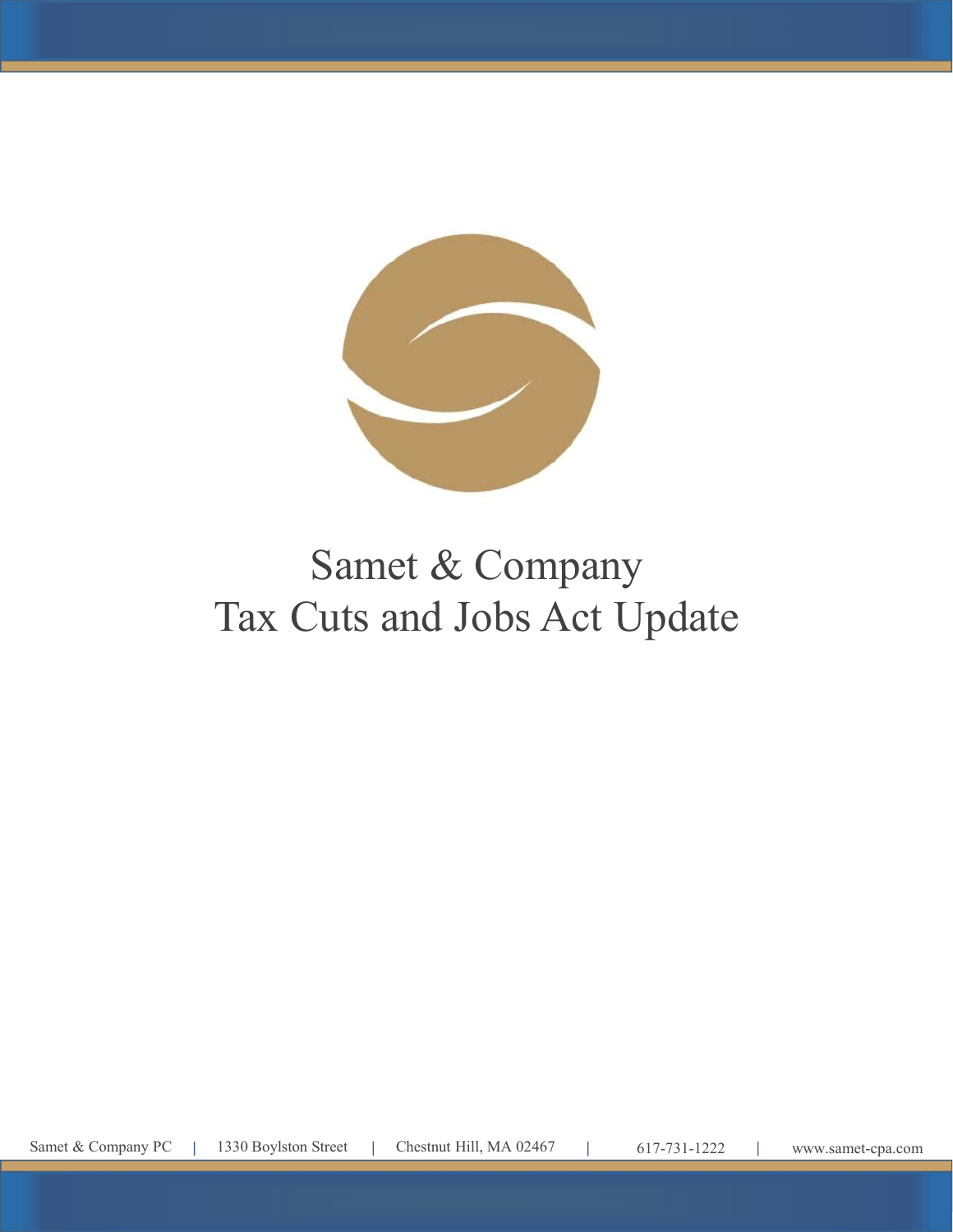# Samet & Company
# Tax Cuts and Jobs Act Update

Samet & Company PC | 1330 Boylston Street | Chestnut Hill, MA 02467 | 617-731-1222 | www.samet-cpa.com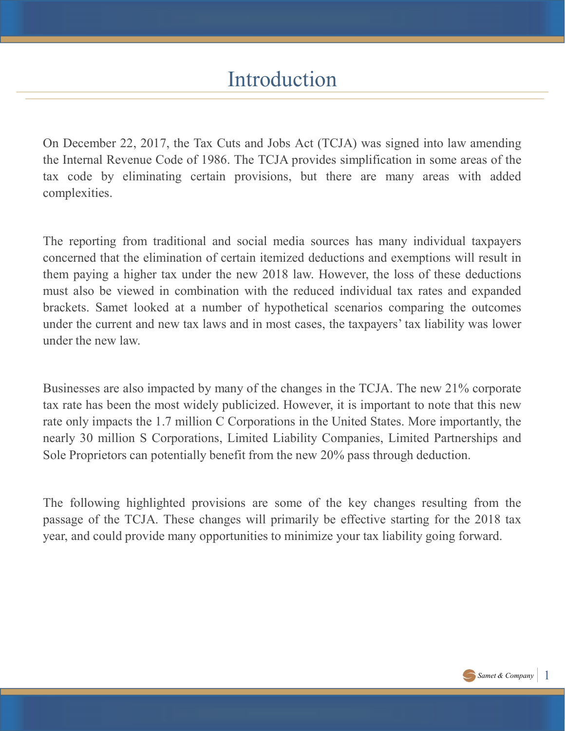# Introduction

On December 22, 2017, the Tax Cuts and Jobs Act (TCJA) was signed into law amending the Internal Revenue Code of 1986. The TCJA provides simplification in some areas of the tax code by eliminating certain provisions, but there are many areas with added complexities.

The reporting from traditional and social media sources has many individual taxpayers concerned that the elimination of certain itemized deductions and exemptions will result in them paying a higher tax under the new 2018 law. However, the loss of these deductions must also be viewed in combination with the reduced individual tax rates and expanded brackets. Samet looked at a number of hypothetical scenarios comparing the outcomes under the current and new tax laws and in most cases, the taxpayers' tax liability was lower under the new law.

Businesses are also impacted by many of the changes in the TCJA. The new 21% corporate tax rate has been the most widely publicized. However, it is important to note that this new rate only impacts the 1.7 million C Corporations in the United States. More importantly, the nearly 30 million S Corporations, Limited Liability Companies, Limited Partnerships and Sole Proprietors can potentially benefit from the new 20% pass through deduction.

The following highlighted provisions are some of the key changes resulting from the passage of the TCJA. These changes will primarily be effective starting for the 2018 tax year, and could provide many opportunities to minimize your tax liability going forward.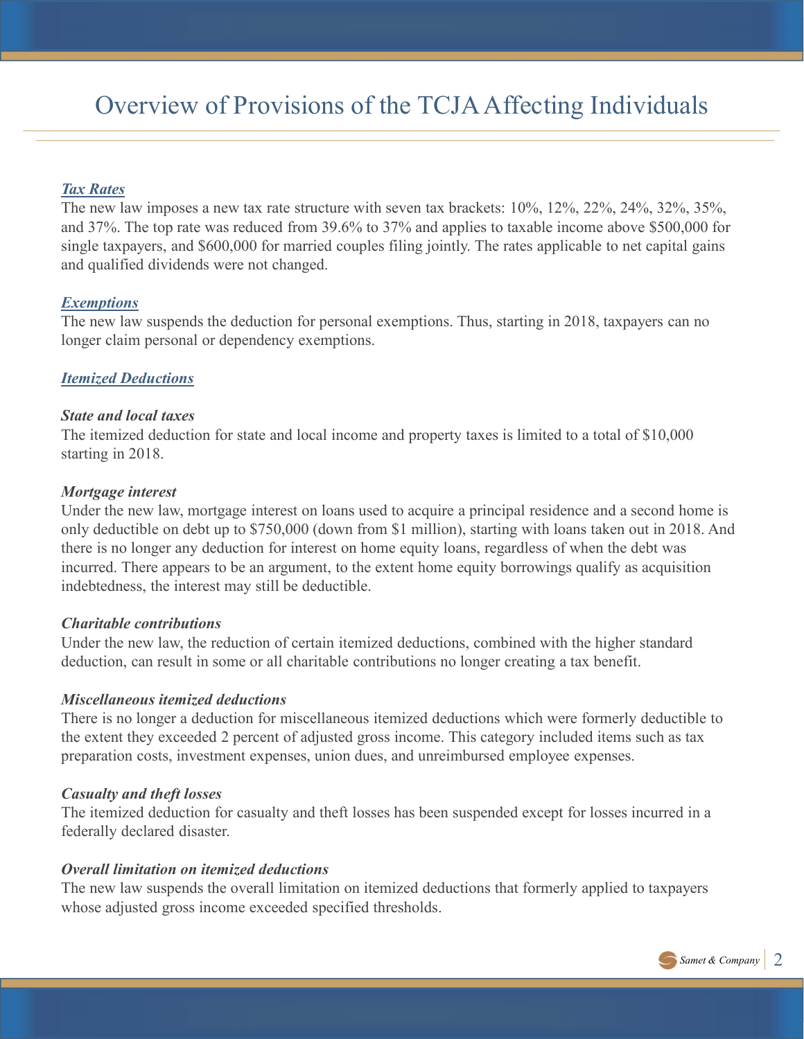# Overview of Provisions of the TCJA Affecting Individuals

***Tax Rates***

The new law imposes a new tax rate structure with seven tax brackets: 10%, 12%, 22%, 24%, 32%, 35%, and 37%. The top rate was reduced from 39.6% to 37% and applies to taxable income above $500,000 for single taxpayers, and $600,000 for married couples filing jointly. The rates applicable to net capital gains and qualified dividends were not changed.

***Exemptions***

The new law suspends the deduction for personal exemptions. Thus, starting in 2018, taxpayers can no longer claim personal or dependency exemptions.

***Itemized Deductions***

***State and local taxes***

The itemized deduction for state and local income and property taxes is limited to a total of $10,000 starting in 2018.

***Mortgage interest***

Under the new law, mortgage interest on loans used to acquire a principal residence and a second home is only deductible on debt up to $750,000 (down from $1 million), starting with loans taken out in 2018. And there is no longer any deduction for interest on home equity loans, regardless of when the debt was incurred. There appears to be an argument, to the extent home equity borrowings qualify as acquisition indebtedness, the interest may still be deductible.

***Charitable contributions***

Under the new law, the reduction of certain itemized deductions, combined with the higher standard deduction, can result in some or all charitable contributions no longer creating a tax benefit.

***Miscellaneous itemized deductions***

There is no longer a deduction for miscellaneous itemized deductions which were formerly deductible to the extent they exceeded 2 percent of adjusted gross income. This category included items such as tax preparation costs, investment expenses, union dues, and unreimbursed employee expenses.

***Casualty and theft losses***

The itemized deduction for casualty and theft losses has been suspended except for losses incurred in a federally declared disaster.

***Overall limitation on itemized deductions***

The new law suspends the overall limitation on itemized deductions that formerly applied to taxpayers whose adjusted gross income exceeded specified thresholds.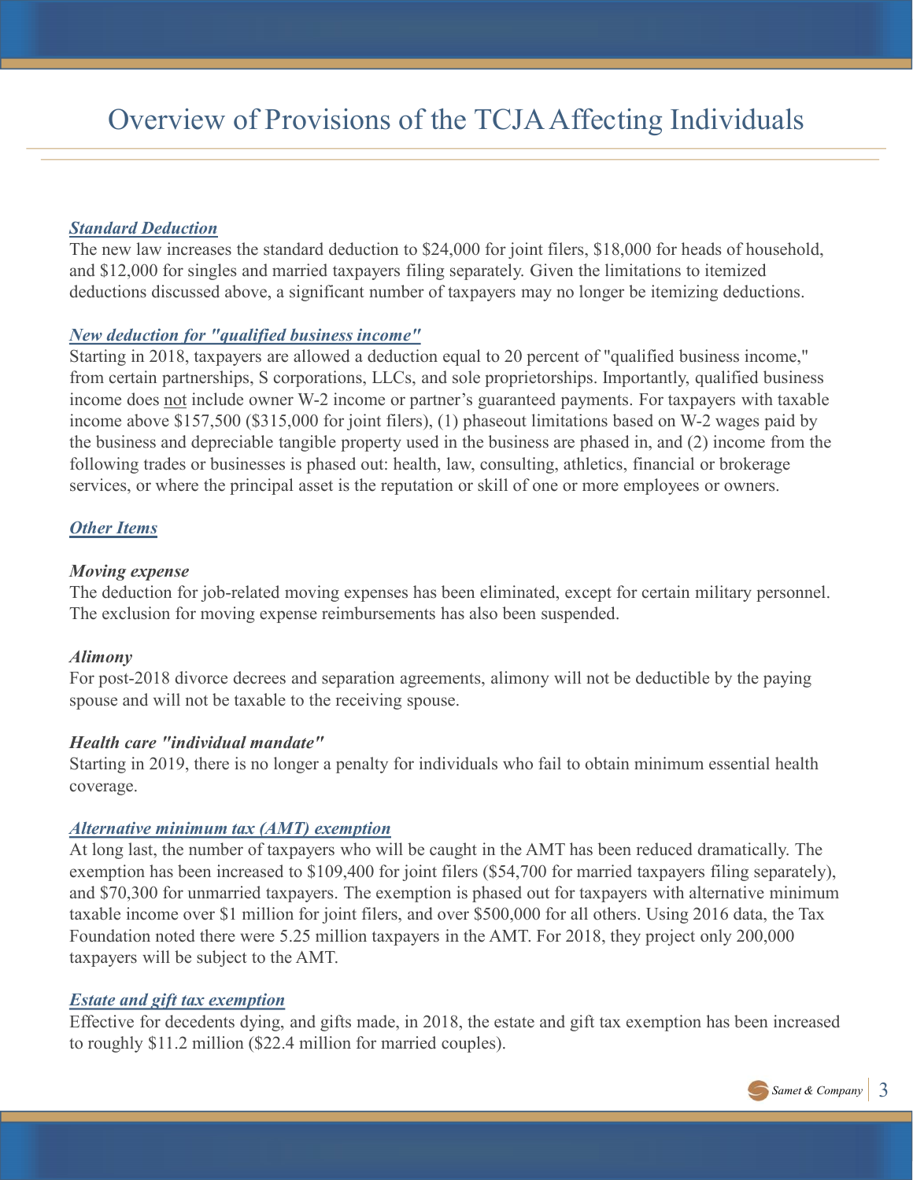# Overview of Provisions of the TCJA Affecting Individuals

### ***Standard Deduction***

The new law increases the standard deduction to $24,000 for joint filers, $18,000 for heads of household, and $12,000 for singles and married taxpayers filing separately. Given the limitations to itemized deductions discussed above, a significant number of taxpayers may no longer be itemizing deductions.

### ***New deduction for "qualified business income"***

Starting in 2018, taxpayers are allowed a deduction equal to 20 percent of "qualified business income," from certain partnerships, S corporations, LLCs, and sole proprietorships. Importantly, qualified business income does not include owner W-2 income or partner's guaranteed payments. For taxpayers with taxable income above $157,500 ($315,000 for joint filers), (1) phaseout limitations based on W-2 wages paid by the business and depreciable tangible property used in the business are phased in, and (2) income from the following trades or businesses is phased out: health, law, consulting, athletics, financial or brokerage services, or where the principal asset is the reputation or skill of one or more employees or owners.

### ***Other Items***

***Moving expense***

The deduction for job-related moving expenses has been eliminated, except for certain military personnel. The exclusion for moving expense reimbursements has also been suspended.

***Alimony***

For post-2018 divorce decrees and separation agreements, alimony will not be deductible by the paying spouse and will not be taxable to the receiving spouse.

***Health care "individual mandate"***

Starting in 2019, there is no longer a penalty for individuals who fail to obtain minimum essential health coverage.

### ***Alternative minimum tax (AMT) exemption***

At long last, the number of taxpayers who will be caught in the AMT has been reduced dramatically. The exemption has been increased to $109,400 for joint filers ($54,700 for married taxpayers filing separately), and $70,300 for unmarried taxpayers. The exemption is phased out for taxpayers with alternative minimum taxable income over $1 million for joint filers, and over $500,000 for all others. Using 2016 data, the Tax Foundation noted there were 5.25 million taxpayers in the AMT. For 2018, they project only 200,000 taxpayers will be subject to the AMT.

### ***Estate and gift tax exemption***

Effective for decedents dying, and gifts made, in 2018, the estate and gift tax exemption has been increased to roughly $11.2 million ($22.4 million for married couples).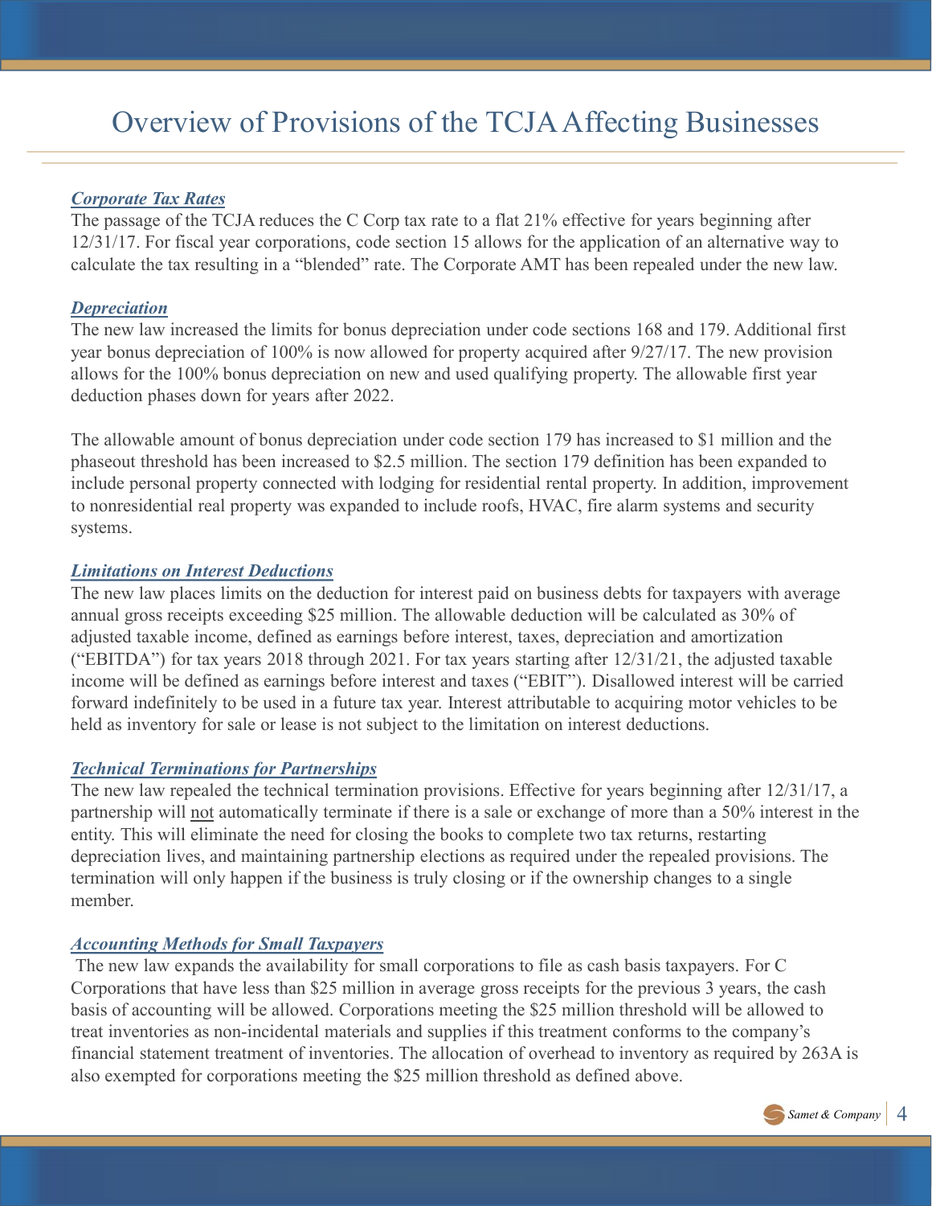# Overview of Provisions of the TCJA Affecting Businesses

***Corporate Tax Rates***

The passage of the TCJA reduces the C Corp tax rate to a flat 21% effective for years beginning after 12/31/17. For fiscal year corporations, code section 15 allows for the application of an alternative way to calculate the tax resulting in a "blended" rate. The Corporate AMT has been repealed under the new law.

***Depreciation***

The new law increased the limits for bonus depreciation under code sections 168 and 179. Additional first year bonus depreciation of 100% is now allowed for property acquired after 9/27/17. The new provision allows for the 100% bonus depreciation on new and used qualifying property. The allowable first year deduction phases down for years after 2022.

The allowable amount of bonus depreciation under code section 179 has increased to $1 million and the phaseout threshold has been increased to $2.5 million. The section 179 definition has been expanded to include personal property connected with lodging for residential rental property. In addition, improvement to nonresidential real property was expanded to include roofs, HVAC, fire alarm systems and security systems.

***Limitations on Interest Deductions***

The new law places limits on the deduction for interest paid on business debts for taxpayers with average annual gross receipts exceeding $25 million. The allowable deduction will be calculated as 30% of adjusted taxable income, defined as earnings before interest, taxes, depreciation and amortization ("EBITDA") for tax years 2018 through 2021. For tax years starting after 12/31/21, the adjusted taxable income will be defined as earnings before interest and taxes ("EBIT"). Disallowed interest will be carried forward indefinitely to be used in a future tax year. Interest attributable to acquiring motor vehicles to be held as inventory for sale or lease is not subject to the limitation on interest deductions.

***Technical Terminations for Partnerships***

The new law repealed the technical termination provisions. Effective for years beginning after 12/31/17, a partnership will not automatically terminate if there is a sale or exchange of more than a 50% interest in the entity. This will eliminate the need for closing the books to complete two tax returns, restarting depreciation lives, and maintaining partnership elections as required under the repealed provisions. The termination will only happen if the business is truly closing or if the ownership changes to a single member.

***Accounting Methods for Small Taxpayers***

The new law expands the availability for small corporations to file as cash basis taxpayers. For C Corporations that have less than $25 million in average gross receipts for the previous 3 years, the cash basis of accounting will be allowed. Corporations meeting the $25 million threshold will be allowed to treat inventories as non-incidental materials and supplies if this treatment conforms to the company's financial statement treatment of inventories. The allocation of overhead to inventory as required by 263A is also exempted for corporations meeting the $25 million threshold as defined above.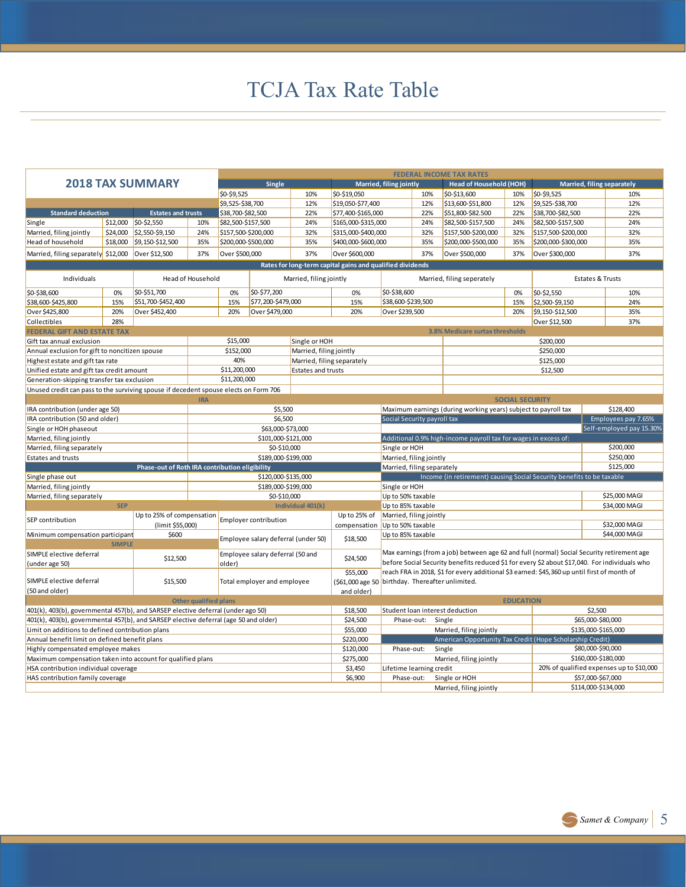# TCJA Tax Rate Table

## 2018 TAX SUMMARY

**FEDERAL INCOME TAX RATES**

| Single | | Married, filing jointly | | Head of Household (HOH) | | Married, filing separately | |
|---|---|---|---|---|---|---|---|
| $0-$9,525 | 10% | $0-$19,050 | 10% | $0-$13,600 | 10% | $0-$9,525 | 10% |
| $9,525-$38,700 | 12% | $19,050-$77,400 | 12% | $13,600-$51,800 | 12% | $9,525-$38,700 | 12% |
| $38,700-$82,500 | 22% | $77,400-$165,000 | 22% | $51,800-$82,500 | 22% | $38,700-$82,500 | 22% |
| $82,500-$157,500 | 24% | $165,000-$315,000 | 24% | $82,500-$157,500 | 24% | $82,500-$157,500 | 24% |
| $157,500-$200,000 | 32% | $315,000-$400,000 | 32% | $157,500-$200,000 | 32% | $157,500-$200,000 | 32% |
| $200,000-$500,000 | 35% | $400,000-$600,000 | 35% | $200,000-$500,000 | 35% | $200,000-$300,000 | 35% |
| Over $500,000 | 37% | Over $600,000 | 37% | Over $500,000 | 37% | Over $300,000 | 37% |

| Standard deduction | | Estates and trusts | |
|---|---|---|---|
| Single | $12,000 | $0-$2,550 | 10% |
| Married, filing jointly | $24,000 | $2,550-$9,150 | 24% |
| Head of household | $18,000 | $9,150-$12,500 | 35% |
| Married, filing separately | $12,000 | Over $12,500 | 37% |

**Rates for long-term capital gains and qualified dividends**

| Individuals | | Head of Household | | Married, filing jointly | | Married, filing seperately | | Estates & Trusts | |
|---|---|---|---|---|---|---|---|---|---|
| $0-$38,600 | 0% | $0-$51,700 | 0% | $0-$77,200 | 0% | $0-$38,600 | 0% | $0-$2,550 | 10% |
| $38,600-$425,800 | 15% | $51,700-$452,400 | 15% | $77,200-$479,000 | 15% | $38,600-$239,500 | 15% | $2,500-$9,150 | 24% |
| Over $425,800 | 20% | Over $452,400 | 20% | Over $479,000 | 20% | Over $239,500 | 20% | $9,150-$12,500 | 35% |
| Collectibles | 28% | | | | | | | Over $12,500 | 37% |

**FEDERAL GIFT AND ESTATE TAX**

| | |
|---|---|
| Gift tax annual exclusion | $15,000 |
| Annual exclusion for gift to noncitizen spouse | $152,000 |
| Highest estate and gift tax rate | 40% |
| Unified estate and gift tax credit amount | $11,200,000 |
| Generation-skipping transfer tax exclusion | $11,200,000 |
| Unused credit can pass to the surviving spouse if decedent spouse elects on Form 706 | |

**3.8% Medicare surtax thresholds**

| | |
|---|---|
| Single or HOH | $200,000 |
| Married, filing jointly | $250,000 |
| Married, filing separately | $125,000 |
| Estates and trusts | $12,500 |

**IRA**

| | |
|---|---|
| IRA contribution (under age 50) | $5,500 |
| IRA contribution (50 and older) | $6,500 |
| Single or HOH phaseout | $63,000-$73,000 |
| Married, filing jointly | $101,000-$121,000 |
| Married, filing separately | $0-$10,000 |
| Estates and trusts | $189,000-$199,000 |

**Phase-out of Roth IRA contribution eligibility**

| | |
|---|---|
| Single phase out | $120,000-$135,000 |
| Married, filing jointly | $189,000-$199,000 |
| Married, filing separately | $0-$10,000 |

**SOCIAL SECURITY**

| | |
|---|---|
| Maximum earnings (during working years) subject to payroll tax | $128,400 |
| Social Security payroll tax | Employees pay 7.65% |
| | Self-employed pay 15.30% |
| **Additional 0.9% high-income payroll tax for wages in excess of:** | |
| Single or HOH | $200,000 |
| Married, filing jointly | $250,000 |
| Married, filing separately | $125,000 |
| **Income (in retirement) causing Social Security benefits to be taxable** | |
| Single or HOH | |
| Up to 50% taxable | $25,000 MAGI |
| Up to 85% taxable | $34,000 MAGI |
| Married, filing jointly | |
| Up to 50% taxable | $32,000 MAGI |
| Up to 85% taxable | $44,000 MAGI |

Max earnings (from a job) between age 62 and full (normal) Social Security retirement age before Social Security benefits reduced $1 for every $2 about $17,040. For individuals who reach FRA in 2018, $1 for every additional $3 earned: $45,360 up until first of month of birthday. Thereafter unlimited.

**SEP**

| | |
|---|---|
| SEP contribution | Up to 25% of compensation (limit $55,000) |
| Minimum compensation participant | $600 |

**SIMPLE**

| | |
|---|---|
| SIMPLE elective deferral (under age 50) | $12,500 |
| SIMPLE elective deferral (50 and older) | $15,500 |

**Individual 401(k)**

| | |
|---|---|
| Employer contribution | Up to 25% of compensation |
| Employee salary deferral (under 50) | $18,500 |
| Employee salary deferral (50 and older) | $24,500 |
| Total employer and employee | $55,000 ($61,000 age 50 and older) |

**Other qualified plans**

| | |
|---|---|
| 401(k), 403(b), governmental 457(b), and SARSEP elective deferral (under ago 50) | $18,500 |
| 401(k), 403(b), governmental 457(b), and SARSEP elective deferral (age 50 and older) | $24,500 |
| Limit on additions to defined contribution plans | $55,000 |
| Annual benefit limit on defined benefit plans | $220,000 |
| Highly compensated employee makes | $120,000 |
| Maximum compensation taken into account for qualified plans | $275,000 |
| HSA contribution individual coverage | $3,450 |
| HAS contribution family coverage | $6,900 |

**EDUCATION**

| | | |
|---|---|---|
| Student loan interest deduction | | $2,500 |
| Phase-out: | Single | $65,000-$80,000 |
| | Married, filing jointly | $135,000-$165,000 |
| **American Opportunity Tax Credit (Hope Scholarship Credit)** | | |
| Phase-out: | Single | $80,000-$90,000 |
| | Married, filing jointly | $160,000-$180,000 |
| Lifetime learning credit | | 20% of qualified expenses up to $10,000 |
| Phase-out: | Single or HOH | $57,000-$67,000 |
| | Married, filing jointly | $114,000-$134,000 |